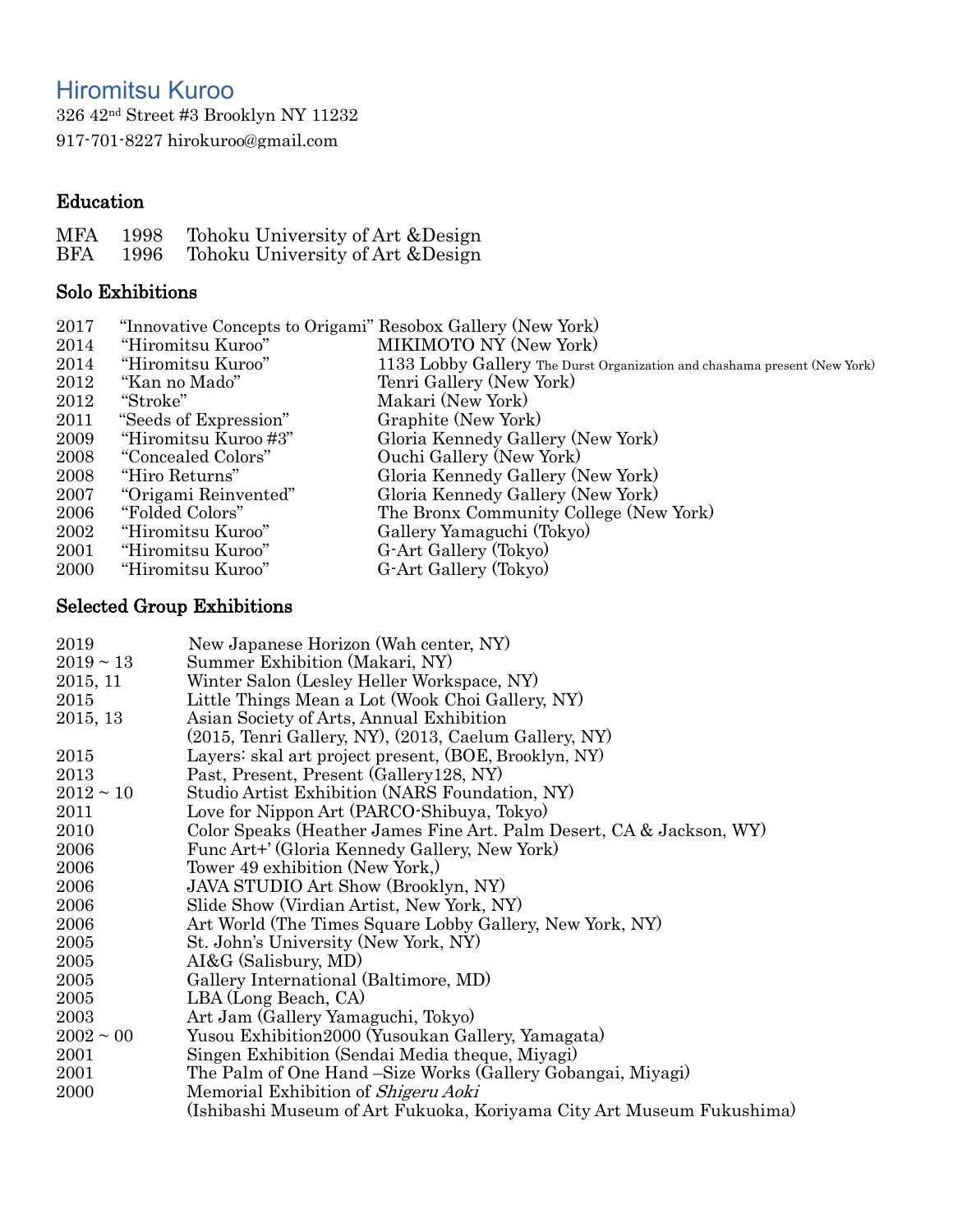# Hiromitsu Kuroo

326 42nd Street #3 Brooklyn NY 11232

917-701-8227 hirokuroo@gmail.com

## Education

| | | |
|---|---|---|
| MFA | 1998 | Tohoku University of Art &Design |
| BFA | 1996 | Tohoku University of Art &Design |

## Solo Exhibitions

| | | |
|---|---|---|
| 2017 | "Innovative Concepts to Origami" | Resobox Gallery (New York) |
| 2014 | "Hiromitsu Kuroo" | MIKIMOTO NY (New York) |
| 2014 | "Hiromitsu Kuroo" | 1133 Lobby Gallery The Durst Organization and chashama present (New York) |
| 2012 | "Kan no Mado" | Tenri Gallery (New York) |
| 2012 | "Stroke" | Makari (New York) |
| 2011 | "Seeds of Expression" | Graphite (New York) |
| 2009 | "Hiromitsu Kuroo #3" | Gloria Kennedy Gallery (New York) |
| 2008 | "Concealed Colors" | Ouchi Gallery (New York) |
| 2008 | "Hiro Returns" | Gloria Kennedy Gallery (New York) |
| 2007 | "Origami Reinvented" | Gloria Kennedy Gallery (New York) |
| 2006 | "Folded Colors" | The Bronx Community College (New York) |
| 2002 | "Hiromitsu Kuroo" | Gallery Yamaguchi (Tokyo) |
| 2001 | "Hiromitsu Kuroo" | G-Art Gallery (Tokyo) |
| 2000 | "Hiromitsu Kuroo" | G-Art Gallery (Tokyo) |

## Selected Group Exhibitions

| | |
|---|---|
| 2019 | New Japanese Horizon (Wah center, NY) |
| 2019 ~ 13 | Summer Exhibition (Makari, NY) |
| 2015, 11 | Winter Salon (Lesley Heller Workspace, NY) |
| 2015 | Little Things Mean a Lot (Wook Choi Gallery, NY) |
| 2015, 13 | Asian Society of Arts, Annual Exhibition (2015, Tenri Gallery, NY), (2013, Caelum Gallery, NY) |
| 2015 | Layers: skal art project present, (BOE, Brooklyn, NY) |
| 2013 | Past, Present, Present (Gallery128, NY) |
| 2012 ~ 10 | Studio Artist Exhibition (NARS Foundation, NY) |
| 2011 | Love for Nippon Art (PARCO-Shibuya, Tokyo) |
| 2010 | Color Speaks (Heather James Fine Art. Palm Desert, CA & Jackson, WY) |
| 2006 | Func Art+' (Gloria Kennedy Gallery, New York) |
| 2006 | Tower 49 exhibition (New York,) |
| 2006 | JAVA STUDIO Art Show (Brooklyn, NY) |
| 2006 | Slide Show (Virdian Artist, New York, NY) |
| 2006 | Art World (The Times Square Lobby Gallery, New York, NY) |
| 2005 | St. John's University (New York, NY) |
| 2005 | AI&G (Salisbury, MD) |
| 2005 | Gallery International (Baltimore, MD) |
| 2005 | LBA (Long Beach, CA) |
| 2003 | Art Jam (Gallery Yamaguchi, Tokyo) |
| 2002 ~ 00 | Yusou Exhibition2000 (Yusoukan Gallery, Yamagata) |
| 2001 | Singen Exhibition (Sendai Media theque, Miyagi) |
| 2001 | The Palm of One Hand –Size Works (Gallery Gobangai, Miyagi) |
| 2000 | Memorial Exhibition of *Shigeru Aoki* (Ishibashi Museum of Art Fukuoka, Koriyama City Art Museum Fukushima) |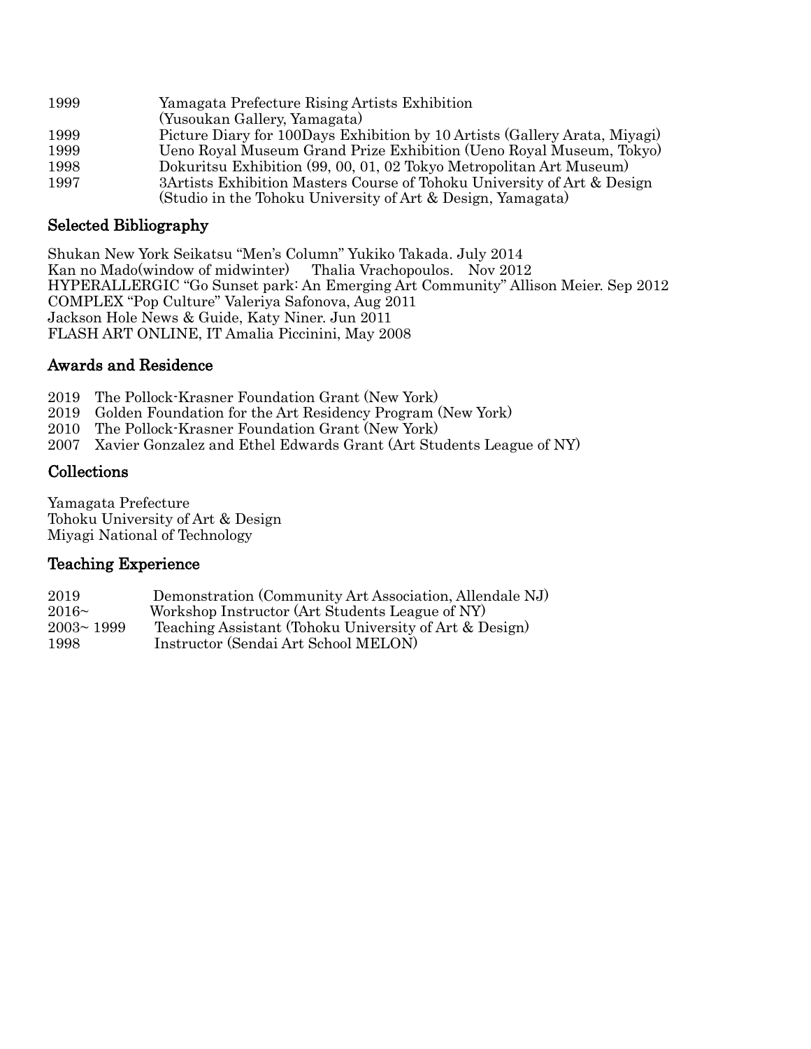| | |
|---|---|
| 1999 | Yamagata Prefecture Rising Artists Exhibition (Yusoukan Gallery, Yamagata) |
| 1999 | Picture Diary for 100Days Exhibition by 10 Artists (Gallery Arata, Miyagi) |
| 1999 | Ueno Royal Museum Grand Prize Exhibition (Ueno Royal Museum, Tokyo) |
| 1998 | Dokuritsu Exhibition (99, 00, 01, 02 Tokyo Metropolitan Art Museum) |
| 1997 | 3Artists Exhibition Masters Course of Tohoku University of Art & Design (Studio in the Tohoku University of Art & Design, Yamagata) |

## Selected Bibliography

Shukan New York Seikatsu "Men's Column" Yukiko Takada. July 2014
Kan no Mado(window of midwinter) Thalia Vrachopoulos. Nov 2012
HYPERALLERGIC "Go Sunset park: An Emerging Art Community" Allison Meier. Sep 2012
COMPLEX "Pop Culture" Valeriya Safonova, Aug 2011
Jackson Hole News & Guide, Katy Niner. Jun 2011
FLASH ART ONLINE, IT Amalia Piccinini, May 2008

## Awards and Residence

2019 The Pollock-Krasner Foundation Grant (New York)
2019 Golden Foundation for the Art Residency Program (New York)
2010 The Pollock-Krasner Foundation Grant (New York)
2007 Xavier Gonzalez and Ethel Edwards Grant (Art Students League of NY)

## Collections

Yamagata Prefecture
Tohoku University of Art & Design
Miyagi National of Technology

## Teaching Experience

| | |
|---|---|
| 2019 | Demonstration (Community Art Association, Allendale NJ) |
| 2016~ | Workshop Instructor (Art Students League of NY) |
| 2003~ 1999 | Teaching Assistant (Tohoku University of Art & Design) |
| 1998 | Instructor (Sendai Art School MELON) |